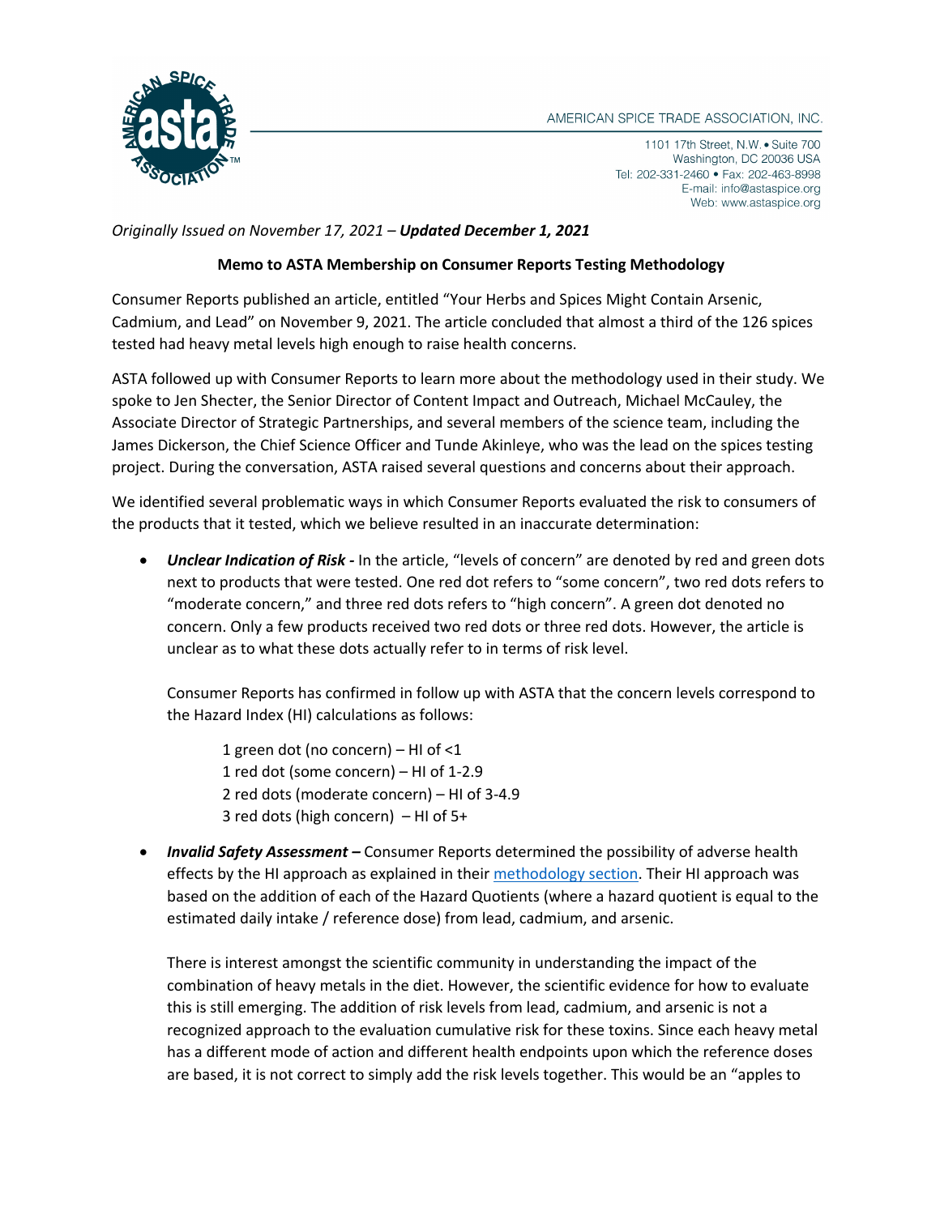AMERICAN SPICE TRADE ASSOCIATION, INC.

1101 17th Street, N.W. • Suite 700
Washington, DC 20036 USA
Tel: 202-331-2460 • Fax: 202-463-8998
E-mail: info@astaspice.org
Web: www.astaspice.org

*Originally Issued on November 17, 2021 – **Updated December 1, 2021***

**Memo to ASTA Membership on Consumer Reports Testing Methodology**

Consumer Reports published an article, entitled "Your Herbs and Spices Might Contain Arsenic, Cadmium, and Lead" on November 9, 2021. The article concluded that almost a third of the 126 spices tested had heavy metal levels high enough to raise health concerns.

ASTA followed up with Consumer Reports to learn more about the methodology used in their study. We spoke to Jen Shecter, the Senior Director of Content Impact and Outreach, Michael McCauley, the Associate Director of Strategic Partnerships, and several members of the science team, including the James Dickerson, the Chief Science Officer and Tunde Akinleye, who was the lead on the spices testing project. During the conversation, ASTA raised several questions and concerns about their approach.

We identified several problematic ways in which Consumer Reports evaluated the risk to consumers of the products that it tested, which we believe resulted in an inaccurate determination:

- ***Unclear Indication of Risk -*** In the article, "levels of concern" are denoted by red and green dots next to products that were tested. One red dot refers to "some concern", two red dots refers to "moderate concern," and three red dots refers to "high concern". A green dot denoted no concern. Only a few products received two red dots or three red dots. However, the article is unclear as to what these dots actually refer to in terms of risk level.

  Consumer Reports has confirmed in follow up with ASTA that the concern levels correspond to the Hazard Index (HI) calculations as follows:

  1 green dot (no concern) – HI of <1
  1 red dot (some concern) – HI of 1-2.9
  2 red dots (moderate concern) – HI of 3-4.9
  3 red dots (high concern) – HI of 5+

- ***Invalid Safety Assessment –*** Consumer Reports determined the possibility of adverse health effects by the HI approach as explained in their methodology section. Their HI approach was based on the addition of each of the Hazard Quotients (where a hazard quotient is equal to the estimated daily intake / reference dose) from lead, cadmium, and arsenic.

  There is interest amongst the scientific community in understanding the impact of the combination of heavy metals in the diet. However, the scientific evidence for how to evaluate this is still emerging. The addition of risk levels from lead, cadmium, and arsenic is not a recognized approach to the evaluation cumulative risk for these toxins. Since each heavy metal has a different mode of action and different health endpoints upon which the reference doses are based, it is not correct to simply add the risk levels together. This would be an "apples to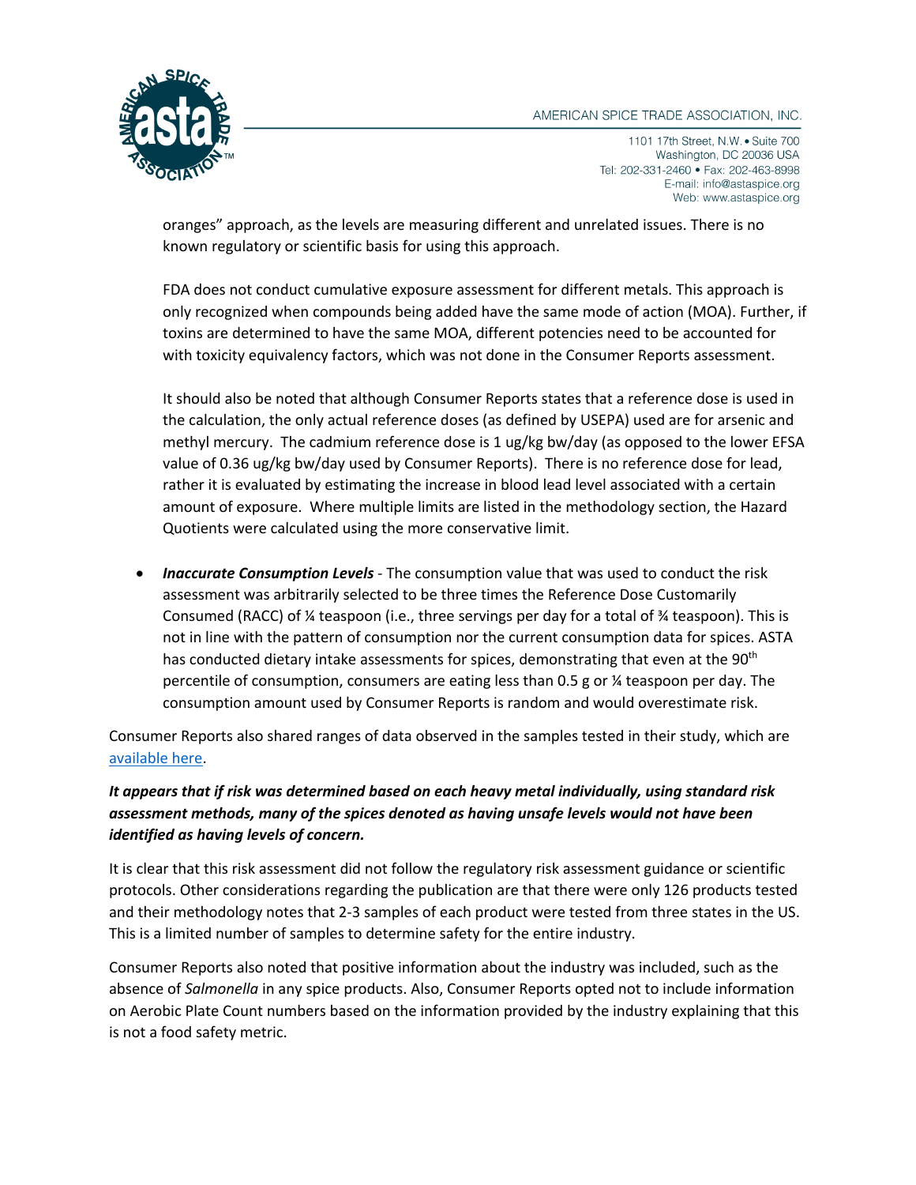oranges" approach, as the levels are measuring different and unrelated issues. There is no known regulatory or scientific basis for using this approach.

FDA does not conduct cumulative exposure assessment for different metals. This approach is only recognized when compounds being added have the same mode of action (MOA). Further, if toxins are determined to have the same MOA, different potencies need to be accounted for with toxicity equivalency factors, which was not done in the Consumer Reports assessment.

It should also be noted that although Consumer Reports states that a reference dose is used in the calculation, the only actual reference doses (as defined by USEPA) used are for arsenic and methyl mercury. The cadmium reference dose is 1 ug/kg bw/day (as opposed to the lower EFSA value of 0.36 ug/kg bw/day used by Consumer Reports). There is no reference dose for lead, rather it is evaluated by estimating the increase in blood lead level associated with a certain amount of exposure. Where multiple limits are listed in the methodology section, the Hazard Quotients were calculated using the more conservative limit.

- ***Inaccurate Consumption Levels*** - The consumption value that was used to conduct the risk assessment was arbitrarily selected to be three times the Reference Dose Customarily Consumed (RACC) of ¼ teaspoon (i.e., three servings per day for a total of ¾ teaspoon). This is not in line with the pattern of consumption nor the current consumption data for spices. ASTA has conducted dietary intake assessments for spices, demonstrating that even at the 90th percentile of consumption, consumers are eating less than 0.5 g or ¼ teaspoon per day. The consumption amount used by Consumer Reports is random and would overestimate risk.

Consumer Reports also shared ranges of data observed in the samples tested in their study, which are available here.

***It appears that if risk was determined based on each heavy metal individually, using standard risk assessment methods, many of the spices denoted as having unsafe levels would not have been identified as having levels of concern.***

It is clear that this risk assessment did not follow the regulatory risk assessment guidance or scientific protocols. Other considerations regarding the publication are that there were only 126 products tested and their methodology notes that 2-3 samples of each product were tested from three states in the US. This is a limited number of samples to determine safety for the entire industry.

Consumer Reports also noted that positive information about the industry was included, such as the absence of *Salmonella* in any spice products. Also, Consumer Reports opted not to include information on Aerobic Plate Count numbers based on the information provided by the industry explaining that this is not a food safety metric.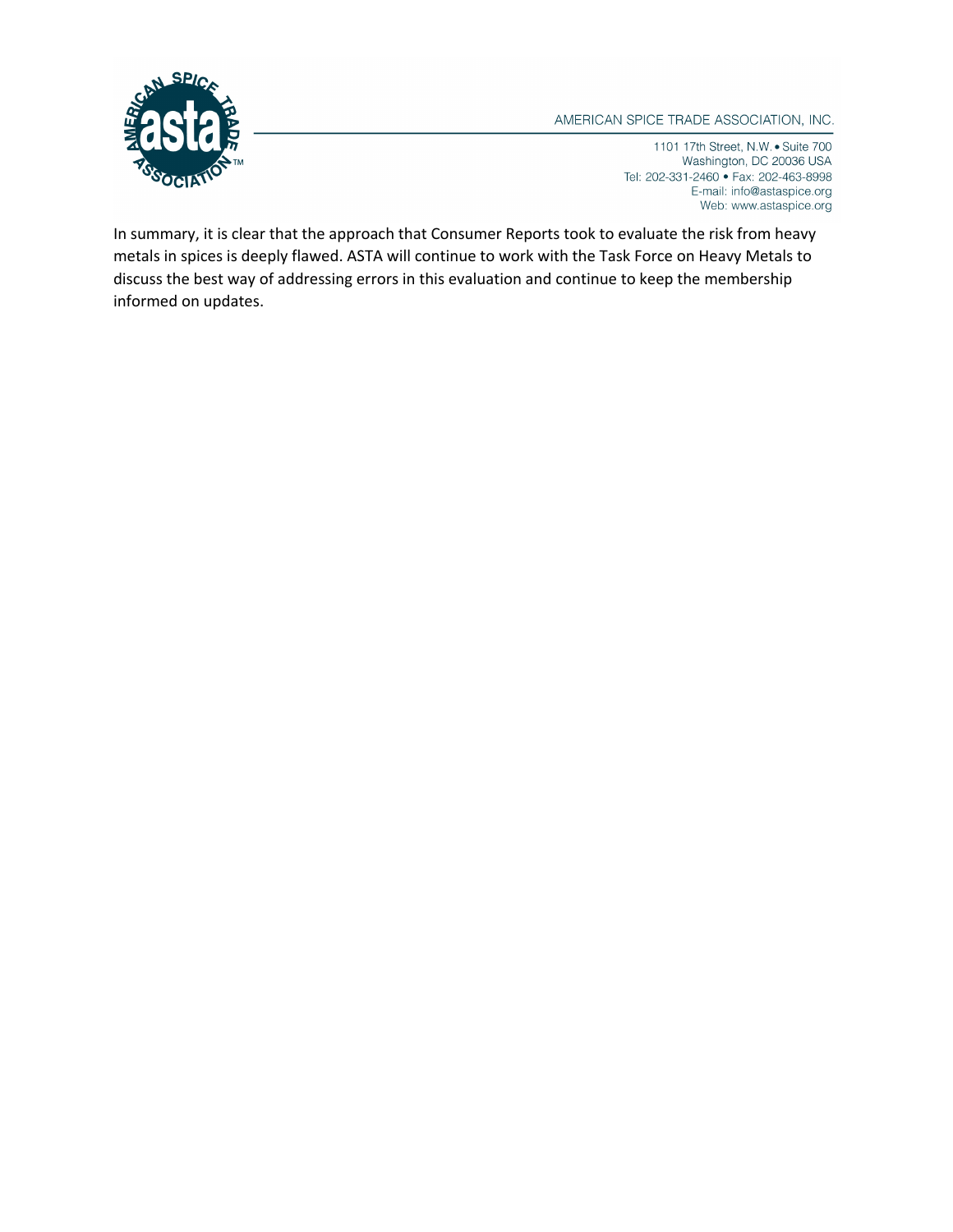AMERICAN SPICE TRADE ASSOCIATION, INC.

1101 17th Street, N.W. • Suite 700
Washington, DC 20036 USA
Tel: 202-331-2460 • Fax: 202-463-8998
E-mail: info@astaspice.org
Web: www.astaspice.org

In summary, it is clear that the approach that Consumer Reports took to evaluate the risk from heavy metals in spices is deeply flawed. ASTA will continue to work with the Task Force on Heavy Metals to discuss the best way of addressing errors in this evaluation and continue to keep the membership informed on updates.